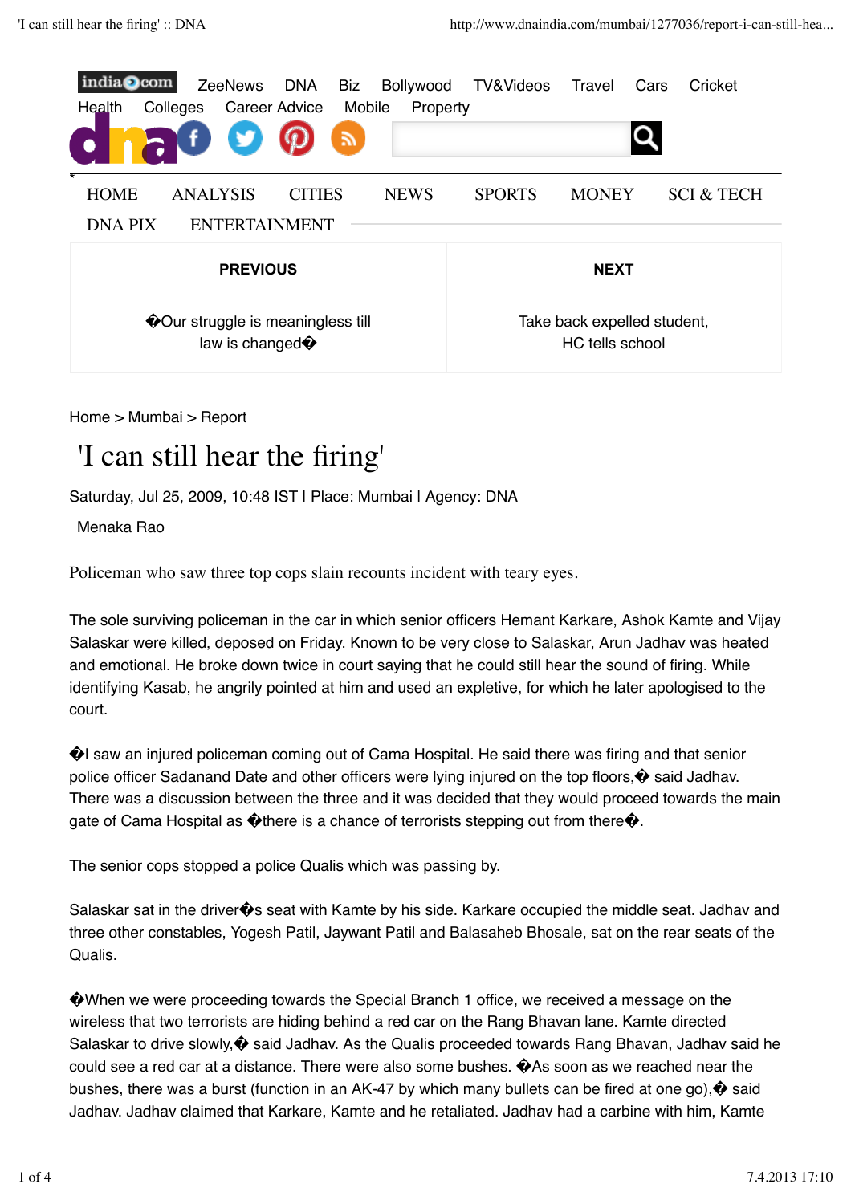HOME ANALYSIS CITIES NEWS SPORTS MONEY SCI & TECH DNA PIX ENTERTAINMENT

| PREVIOUS | NEXT |
|---|---|
| �Our struggle is meaningless till law is changed� | Take back expelled student, HC tells school |

Home > Mumbai > Report

# 'I can still hear the firing'

Saturday, Jul 25, 2009, 10:48 IST | Place: Mumbai | Agency: DNA

Menaka Rao

Policeman who saw three top cops slain recounts incident with teary eyes.

The sole surviving policeman in the car in which senior officers Hemant Karkare, Ashok Kamte and Vijay Salaskar were killed, deposed on Friday. Known to be very close to Salaskar, Arun Jadhav was heated and emotional. He broke down twice in court saying that he could still hear the sound of firing. While identifying Kasab, he angrily pointed at him and used an expletive, for which he later apologised to the court.

�I saw an injured policeman coming out of Cama Hospital. He said there was firing and that senior police officer Sadanand Date and other officers were lying injured on the top floors,� said Jadhav. There was a discussion between the three and it was decided that they would proceed towards the main gate of Cama Hospital as �there is a chance of terrorists stepping out from there�.

The senior cops stopped a police Qualis which was passing by.

Salaskar sat in the driver�s seat with Kamte by his side. Karkare occupied the middle seat. Jadhav and three other constables, Yogesh Patil, Jaywant Patil and Balasaheb Bhosale, sat on the rear seats of the Qualis.

�When we were proceeding towards the Special Branch 1 office, we received a message on the wireless that two terrorists are hiding behind a red car on the Rang Bhavan lane. Kamte directed Salaskar to drive slowly,� said Jadhav. As the Qualis proceeded towards Rang Bhavan, Jadhav said he could see a red car at a distance. There were also some bushes. �As soon as we reached near the bushes, there was a burst (function in an AK-47 by which many bullets can be fired at one go),� said Jadhav. Jadhav claimed that Karkare, Kamte and he retaliated. Jadhav had a carbine with him, Kamte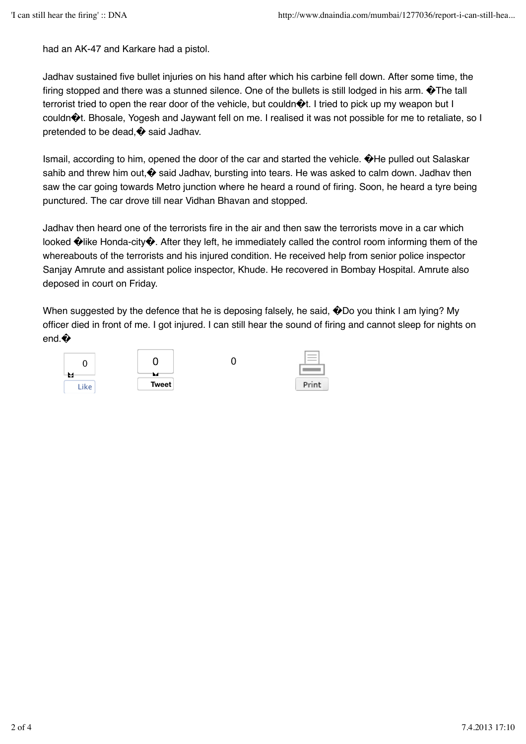had an AK-47 and Karkare had a pistol.

Jadhav sustained five bullet injuries on his hand after which his carbine fell down. After some time, the firing stopped and there was a stunned silence. One of the bullets is still lodged in his arm. �The tall terrorist tried to open the rear door of the vehicle, but couldn�t. I tried to pick up my weapon but I couldn�t. Bhosale, Yogesh and Jaywant fell on me. I realised it was not possible for me to retaliate, so I pretended to be dead,� said Jadhav.

Ismail, according to him, opened the door of the car and started the vehicle. �He pulled out Salaskar sahib and threw him out,� said Jadhav, bursting into tears. He was asked to calm down. Jadhav then saw the car going towards Metro junction where he heard a round of firing. Soon, he heard a tyre being punctured. The car drove till near Vidhan Bhavan and stopped.

Jadhav then heard one of the terrorists fire in the air and then saw the terrorists move in a car which looked �like Honda-city�. After they left, he immediately called the control room informing them of the whereabouts of the terrorists and his injured condition. He received help from senior police inspector Sanjay Amrute and assistant police inspector, Khude. He recovered in Bombay Hospital. Amrute also deposed in court on Friday.

When suggested by the defence that he is deposing falsely, he said, �Do you think I am lying? My officer died in front of me. I got injured. I can still hear the sound of firing and cannot sleep for nights on end.�

0 Like 0 Tweet 0 Print